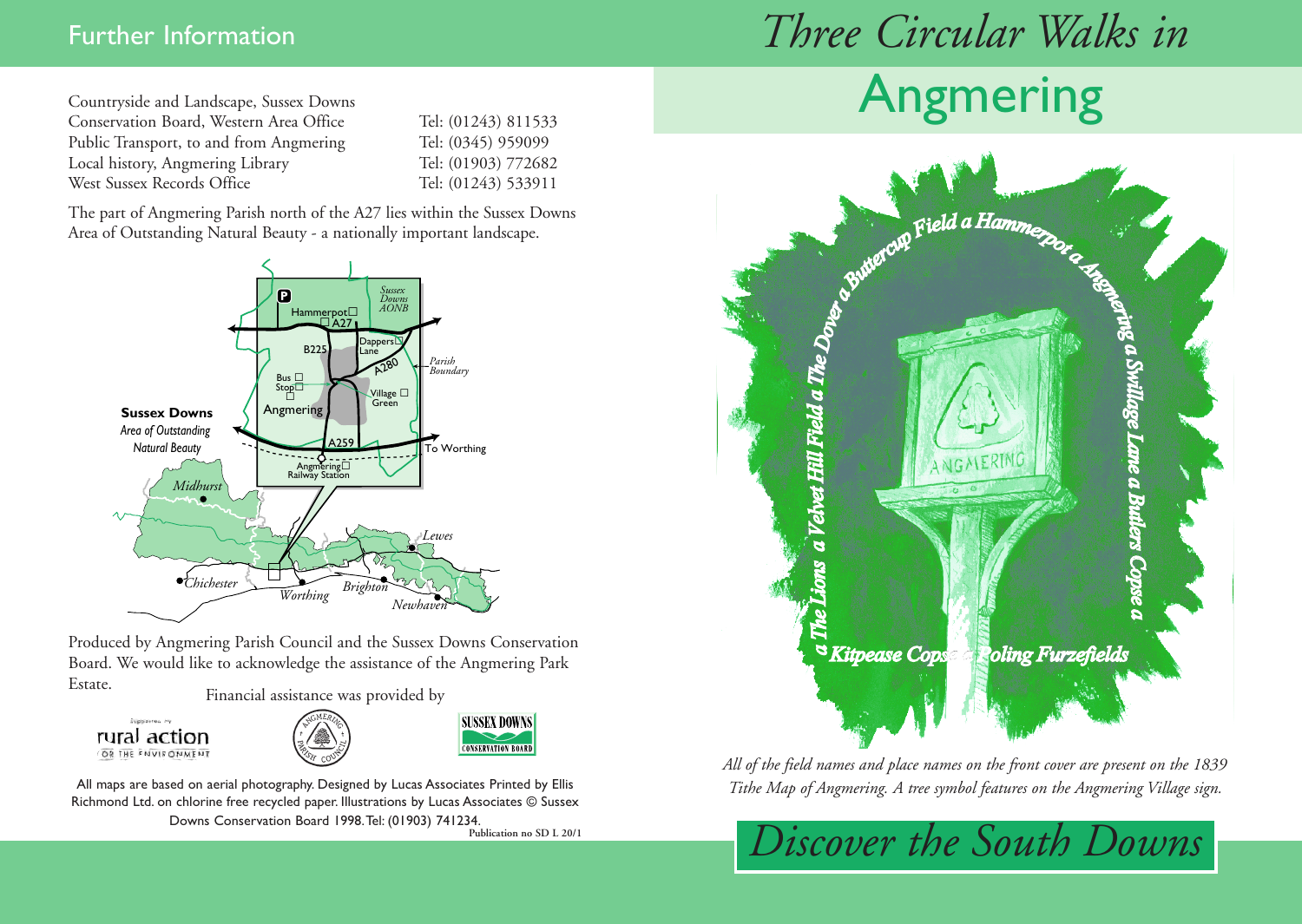## Further Information

| | |
|---|---|
| Countryside and Landscape, Sussex Downs Conservation Board, Western Area Office | Tel: (01243) 811533 |
| Public Transport, to and from Angmering | Tel: (0345) 959099 |
| Local history, Angmering Library | Tel: (01903) 772682 |
| West Sussex Records Office | Tel: (01243) 533911 |

The part of Angmering Parish north of the A27 lies within the Sussex Downs Area of Outstanding Natural Beauty - a nationally important landscape.

Produced by Angmering Parish Council and the Sussex Downs Conservation Board. We would like to acknowledge the assistance of the Angmering Park Estate.

Financial assistance was provided by

All maps are based on aerial photography. Designed by Lucas Associates Printed by Ellis Richmond Ltd. on chlorine free recycled paper. Illustrations by Lucas Associates © Sussex Downs Conservation Board 1998. Tel: (01903) 741234.

Publication no SD L 20/1

# *Three Circular Walks in* Angmering

*All of the field names and place names on the front cover are present on the 1839 Tithe Map of Angmering. A tree symbol features on the Angmering Village sign.*

*Discover the South Downs*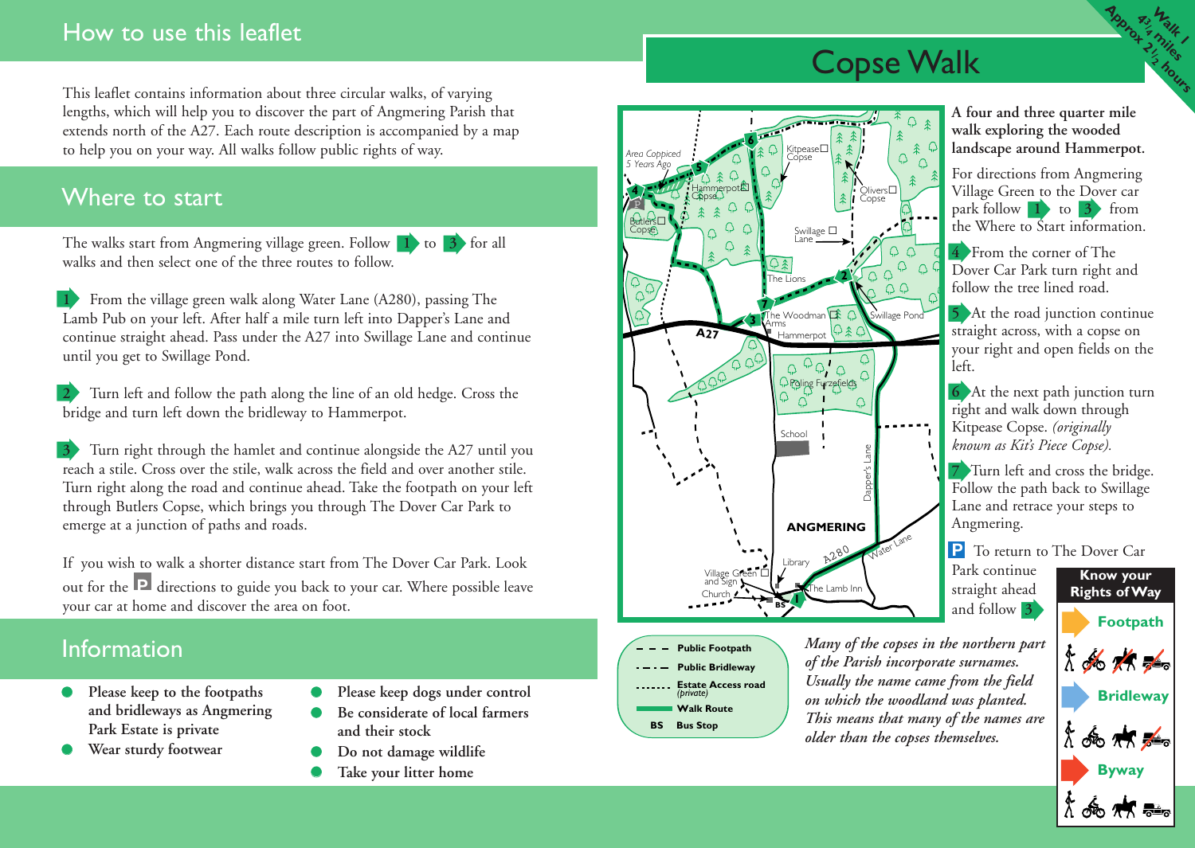## How to use this leaflet

This leaflet contains information about three circular walks, of varying lengths, which will help you to discover the part of Angmering Parish that extends north of the A27. Each route description is accompanied by a map to help you on your way. All walks follow public rights of way.

## Where to start

The walks start from Angmering village green. Follow 1 to 3 for all walks and then select one of the three routes to follow.

1 From the village green walk along Water Lane (A280), passing The Lamb Pub on your left. After half a mile turn left into Dapper's Lane and continue straight ahead. Pass under the A27 into Swillage Lane and continue until you get to Swillage Pond.

2 Turn left and follow the path along the line of an old hedge. Cross the bridge and turn left down the bridleway to Hammerpot.

3 Turn right through the hamlet and continue alongside the A27 until you reach a stile. Cross over the stile, walk across the field and over another stile. Turn right along the road and continue ahead. Take the footpath on your left through Butlers Copse, which brings you through The Dover Car Park to emerge at a junction of paths and roads.

If you wish to walk a shorter distance start from The Dover Car Park. Look out for the P directions to guide you back to your car. Where possible leave your car at home and discover the area on foot.

## Information

- **Please keep to the footpaths and bridleways as Angmering Park Estate is private**
- **Wear sturdy footwear**
- **Please keep dogs under control**
- **Be considerate of local farmers and their stock**
- **Do not damage wildlife**
- **Take your litter home**

# Copse Walk

Walk 1 — Approx 4¾ miles — 2½ hours

**A four and three quarter mile walk exploring the wooded landscape around Hammerpot.**

For directions from Angmering Village Green to the Dover car park follow 1 to 3 from the Where to Start information.

4 From the corner of The Dover Car Park turn right and follow the tree lined road.

5 At the road junction continue straight across, with a copse on your right and open fields on the left.

6 At the next path junction turn right and walk down through Kitpease Copse. *(originally known as Kit's Piece Copse).*

7 Turn left and cross the bridge. Follow the path back to Swillage Lane and retrace your steps to Angmering.

P To return to The Dover Car Park continue straight ahead and follow 3

Map labels: Area Coppiced 5 Years Ago; Kitpease Copse; Hammerpot Copse; Butlers Copse; Olivers Copse; Swillage Lane; The Lions; The Woodman Arms; Hammerpot; Swillage Pond; A27; Poling Furzefields; School; Dapper's Lane; ANGMERING; Water Lane; A280; Library; Village Green and Sign; Church; The Lamb Inn; BS

Key:
- Public Footpath
- Public Bridleway
- Estate Access road *(private)*
- Walk Route
- BS Bus Stop

*Many of the copses in the northern part of the Parish incorporate surnames. Usually the name came from the field on which the woodland was planted. This means that many of the names are older than the copses themselves.*

**Know your Rights of Way**

- **Footpath**
- **Bridleway**
- **Byway**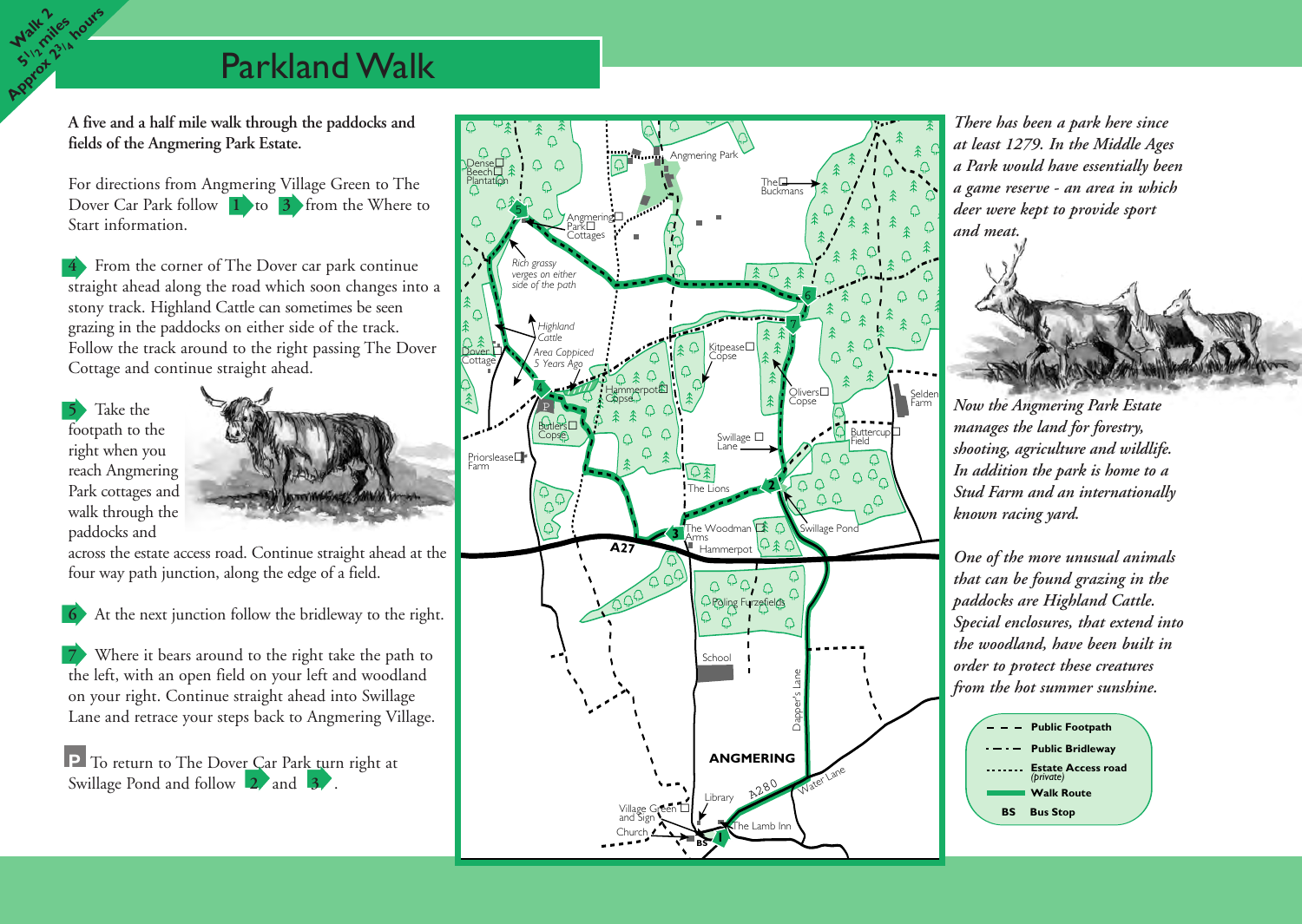Walk 2
5½ miles
Approx 2¾ hours

# Parkland Walk

**A five and a half mile walk through the paddocks and fields of the Angmering Park Estate.**

For directions from Angmering Village Green to The Dover Car Park follow 1 to 3 from the Where to Start information.

4 From the corner of The Dover car park continue straight ahead along the road which soon changes into a stony track. Highland Cattle can sometimes be seen grazing in the paddocks on either side of the track. Follow the track around to the right passing The Dover Cottage and continue straight ahead.

5 Take the footpath to the right when you reach Angmering Park cottages and walk through the paddocks and across the estate access road. Continue straight ahead at the four way path junction, along the edge of a field.

6 At the next junction follow the bridleway to the right.

7 Where it bears around to the right take the path to the left, with an open field on your left and woodland on your right. Continue straight ahead into Swillage Lane and retrace your steps back to Angmering Village.

P To return to The Dover Car Park turn right at Swillage Pond and follow 2 and 3.

*There has been a park here since at least 1279. In the Middle Ages a Park would have essentially been a game reserve - an area in which deer were kept to provide sport and meat.*

*Now the Angmering Park Estate manages the land for forestry, shooting, agriculture and wildlife. In addition the park is home to a Stud Farm and an internationally known racing yard.*

*One of the more unusual animals that can be found grazing in the paddocks are Highland Cattle. Special enclosures, that extend into the woodland, have been built in order to protect these creatures from the hot summer sunshine.*

| Key | |
|---|---|
| – – – | Public Footpath |
| -·-·- | Public Bridleway |
| ······ | Estate Access road (private) |
| ▬ | Walk Route |
| BS | Bus Stop |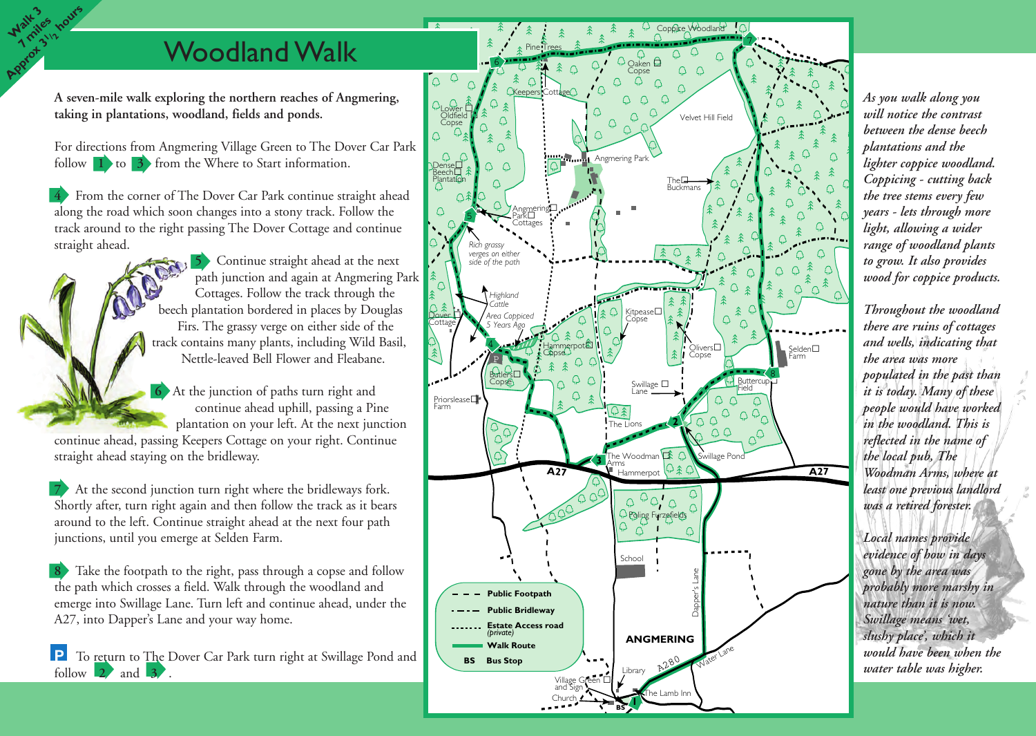Walk 3
7 miles
Approx 3½ hours

# Woodland Walk

**A seven-mile walk exploring the northern reaches of Angmering, taking in plantations, woodland, fields and ponds.**

For directions from Angmering Village Green to The Dover Car Park follow 1 to 3 from the Where to Start information.

4 From the corner of The Dover Car Park continue straight ahead along the road which soon changes into a stony track. Follow the track around to the right passing The Dover Cottage and continue straight ahead.

5 Continue straight ahead at the next path junction and again at Angmering Park Cottages. Follow the track through the beech plantation bordered in places by Douglas Firs. The grassy verge on either side of the track contains many plants, including Wild Basil, Nettle-leaved Bell Flower and Fleabane.

6 At the junction of paths turn right and continue ahead uphill, passing a Pine plantation on your left. At the next junction continue ahead, passing Keepers Cottage on your right. Continue straight ahead staying on the bridleway.

7 At the second junction turn right where the bridleways fork. Shortly after, turn right again and then follow the track as it bears around to the left. Continue straight ahead at the next four path junctions, until you emerge at Selden Farm.

8 Take the footpath to the right, pass through a copse and follow the path which crosses a field. Walk through the woodland and emerge into Swillage Lane. Turn left and continue ahead, under the A27, into Dapper's Lane and your way home.

**P** To return to The Dover Car Park turn right at Swillage Pond and follow 2 and 3.

Coppice Woodland
Pine Trees
Oaken Copse
Keepers Cottage
Lower Oldfield Copse
Velvet Hill Field
Dense Beech Plantation
Angmering Park
The Buckmans
Angmering Park Cottages
Rich grassy verges on either side of the path
Highland Cattle
Area Coppiced 5 Years Ago
Dover Cottage
Kitpease Copse
Hammerpot Copse
Olivers Copse
Selden Farm
Butlers Copse
Priorslease Farm
Swillage Lane
Buttercup Field
The Lions
The Woodman Arms
Swillage Pond
Hammerpot
A27
Poling Furzefields
School
Dapper's Lane
ANGMERING
A280
Water Lane
Library
Village Green and Sign
The Lamb Inn
Church
BS

- - - Public Footpath
-·-·- Public Bridleway
...... Estate Access road (private)
—— Walk Route
BS Bus Stop

*As you walk along you will notice the contrast between the dense beech plantations and the lighter coppice woodland. Coppicing - cutting back the tree stems every few years - lets through more light, allowing a wider range of woodland plants to grow. It also provides wood for coppice products.*

*Throughout the woodland there are ruins of cottages and wells, indicating that the area was more populated in the past than it is today. Many of these people would have worked in the woodland. This is reflected in the name of the local pub, The Woodman Arms, where at least one previous landlord was a retired forester.*

*Local names provide evidence of how in days gone by the area was probably more marshy in nature than it is now. Swillage means 'wet, slushy place', which it would have been when the water table was higher.*